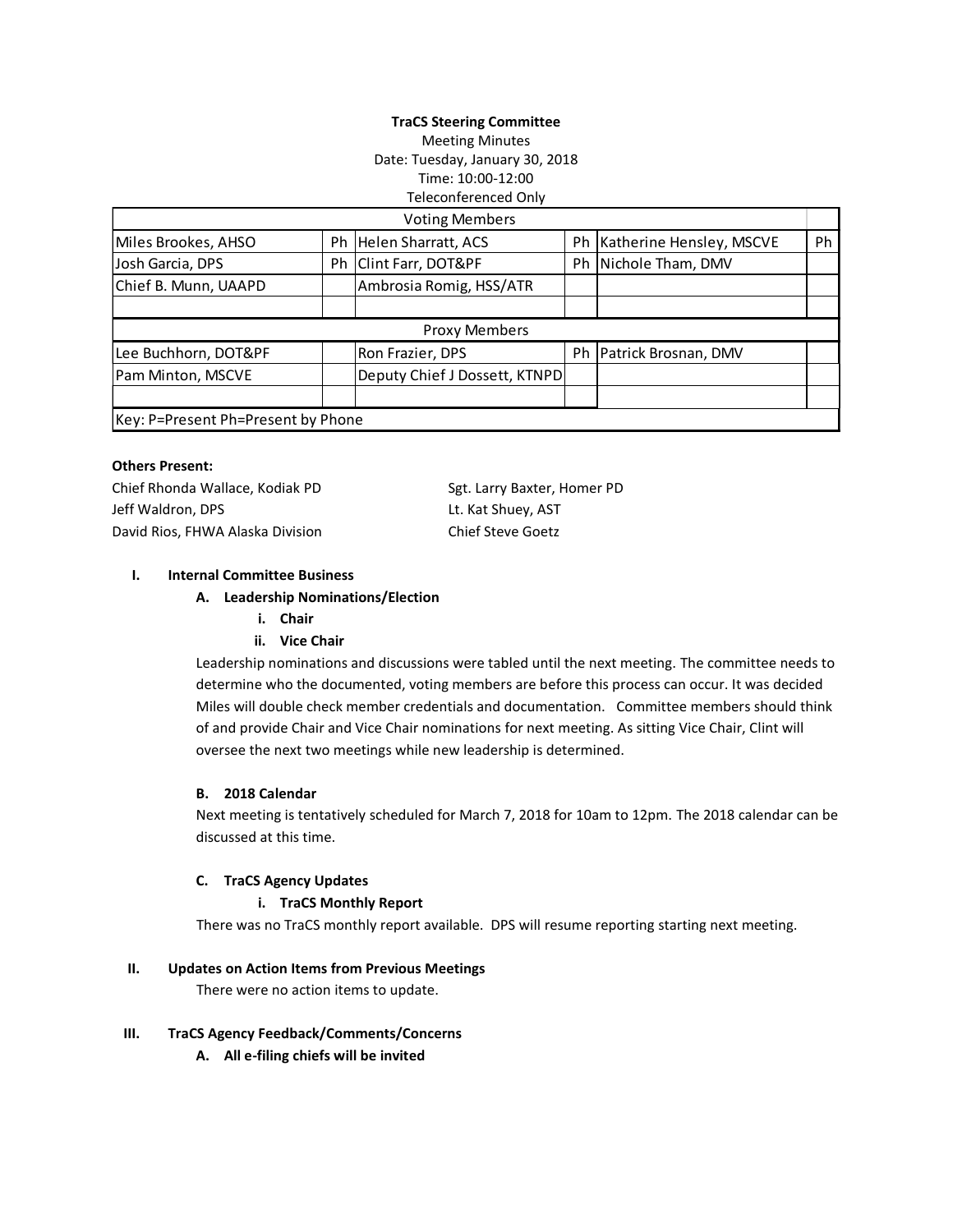**TraCS Steering Committee**
Meeting Minutes
Date: Tuesday, January 30, 2018
Time: 10:00-12:00
Teleconferenced Only

| Voting Members | | | | | |
|---|---|---|---|---|---|
| Miles Brookes, AHSO | Ph | Helen Sharratt, ACS | Ph | Katherine Hensley, MSCVE | Ph |
| Josh Garcia, DPS | Ph | Clint Farr, DOT&PF | Ph | Nichole Tham, DMV | |
| Chief B. Munn, UAAPD | | Ambrosia Romig, HSS/ATR | | | |
| | | | | | |
| **Proxy Members** | | | | | |
| Lee Buchhorn, DOT&PF | | Ron Frazier, DPS | Ph | Patrick Brosnan, DMV | |
| Pam Minton, MSCVE | | Deputy Chief J Dossett, KTNPD | | | |
| | | | | | |
| Key: P=Present Ph=Present by Phone | | | | | |

**Others Present:**

Chief Rhonda Wallace, Kodiak PD
Jeff Waldron, DPS
David Rios, FHWA Alaska Division
Sgt. Larry Baxter, Homer PD
Lt. Kat Shuey, AST
Chief Steve Goetz

**I. Internal Committee Business**

**A. Leadership Nominations/Election**

**i. Chair**

**ii. Vice Chair**

Leadership nominations and discussions were tabled until the next meeting. The committee needs to determine who the documented, voting members are before this process can occur. It was decided Miles will double check member credentials and documentation. Committee members should think of and provide Chair and Vice Chair nominations for next meeting. As sitting Vice Chair, Clint will oversee the next two meetings while new leadership is determined.

**B. 2018 Calendar**

Next meeting is tentatively scheduled for March 7, 2018 for 10am to 12pm. The 2018 calendar can be discussed at this time.

**C. TraCS Agency Updates**

**i. TraCS Monthly Report**

There was no TraCS monthly report available. DPS will resume reporting starting next meeting.

**II. Updates on Action Items from Previous Meetings**

There were no action items to update.

**III. TraCS Agency Feedback/Comments/Concerns**

**A. All e-filing chiefs will be invited**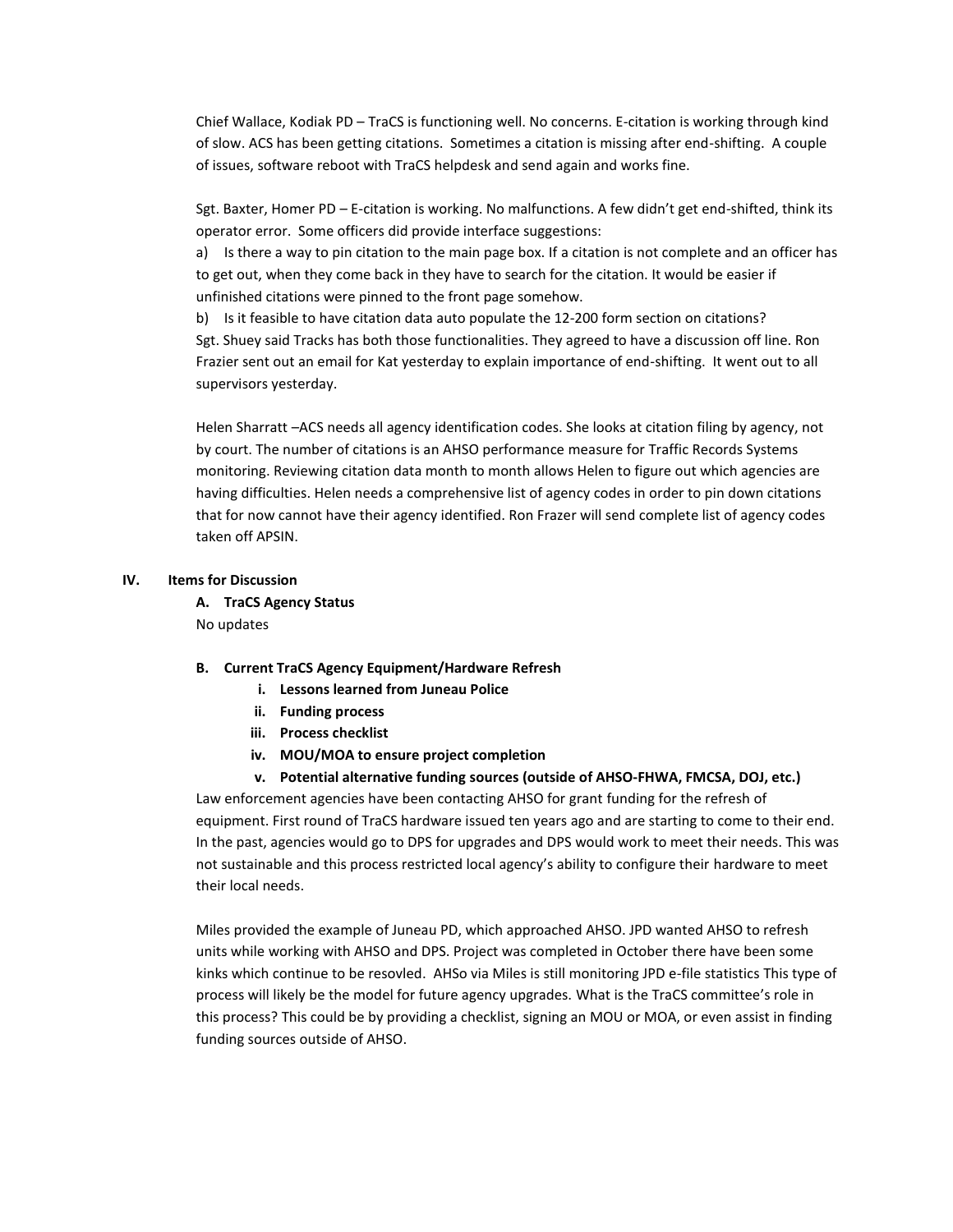Chief Wallace, Kodiak PD – TraCS is functioning well. No concerns. E-citation is working through kind of slow. ACS has been getting citations. Sometimes a citation is missing after end-shifting. A couple of issues, software reboot with TraCS helpdesk and send again and works fine.

Sgt. Baxter, Homer PD – E-citation is working. No malfunctions. A few didn't get end-shifted, think its operator error. Some officers did provide interface suggestions:

a) Is there a way to pin citation to the main page box. If a citation is not complete and an officer has to get out, when they come back in they have to search for the citation. It would be easier if unfinished citations were pinned to the front page somehow.

b) Is it feasible to have citation data auto populate the 12-200 form section on citations?

Sgt. Shuey said Tracks has both those functionalities. They agreed to have a discussion off line. Ron Frazier sent out an email for Kat yesterday to explain importance of end-shifting. It went out to all supervisors yesterday.

Helen Sharratt –ACS needs all agency identification codes. She looks at citation filing by agency, not by court. The number of citations is an AHSO performance measure for Traffic Records Systems monitoring. Reviewing citation data month to month allows Helen to figure out which agencies are having difficulties. Helen needs a comprehensive list of agency codes in order to pin down citations that for now cannot have their agency identified. Ron Frazer will send complete list of agency codes taken off APSIN.

## IV. Items for Discussion

### A. TraCS Agency Status

No updates

### B. Current TraCS Agency Equipment/Hardware Refresh

i. **Lessons learned from Juneau Police**
ii. **Funding process**
iii. **Process checklist**
iv. **MOU/MOA to ensure project completion**
v. **Potential alternative funding sources (outside of AHSO-FHWA, FMCSA, DOJ, etc.)**

Law enforcement agencies have been contacting AHSO for grant funding for the refresh of equipment. First round of TraCS hardware issued ten years ago and are starting to come to their end. In the past, agencies would go to DPS for upgrades and DPS would work to meet their needs. This was not sustainable and this process restricted local agency's ability to configure their hardware to meet their local needs.

Miles provided the example of Juneau PD, which approached AHSO. JPD wanted AHSO to refresh units while working with AHSO and DPS. Project was completed in October there have been some kinks which continue to be resovled. AHSo via Miles is still monitoring JPD e-file statistics This type of process will likely be the model for future agency upgrades. What is the TraCS committee's role in this process? This could be by providing a checklist, signing an MOU or MOA, or even assist in finding funding sources outside of AHSO.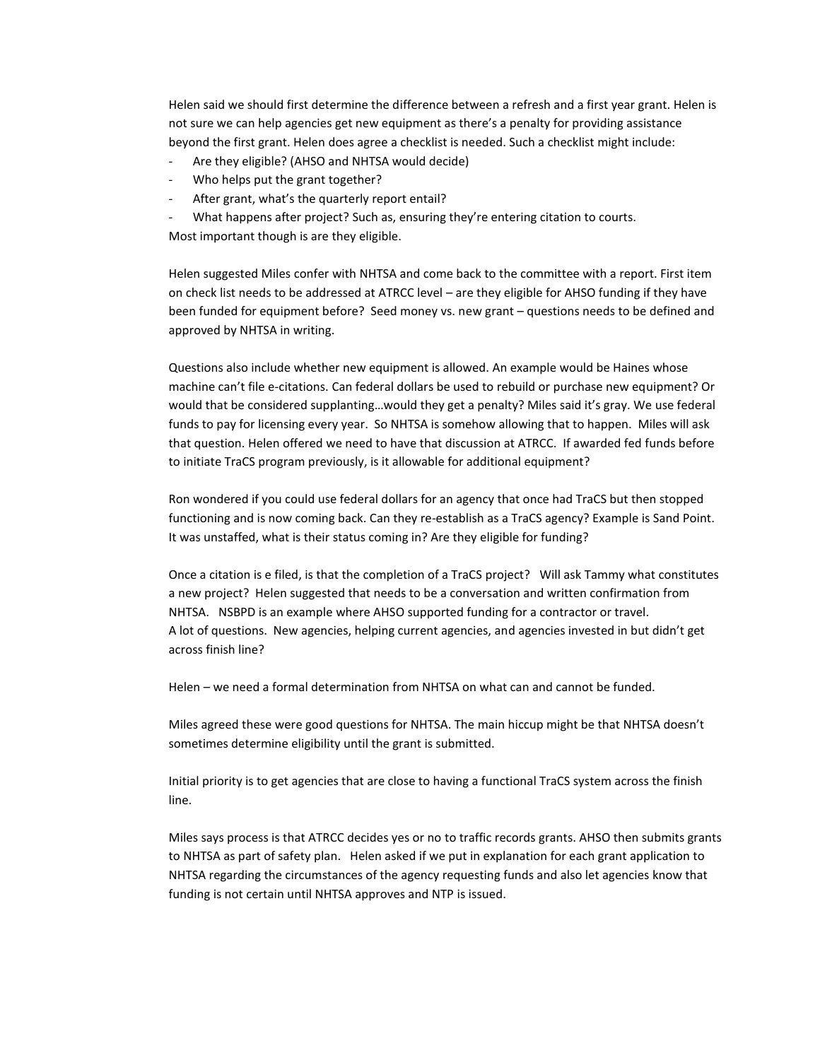Helen said we should first determine the difference between a refresh and a first year grant. Helen is not sure we can help agencies get new equipment as there's a penalty for providing assistance beyond the first grant. Helen does agree a checklist is needed. Such a checklist might include:

- Are they eligible? (AHSO and NHTSA would decide)
- Who helps put the grant together?
- After grant, what's the quarterly report entail?
- What happens after project? Such as, ensuring they're entering citation to courts.

Most important though is are they eligible.

Helen suggested Miles confer with NHTSA and come back to the committee with a report. First item on check list needs to be addressed at ATRCC level – are they eligible for AHSO funding if they have been funded for equipment before? Seed money vs. new grant – questions needs to be defined and approved by NHTSA in writing.

Questions also include whether new equipment is allowed. An example would be Haines whose machine can't file e-citations. Can federal dollars be used to rebuild or purchase new equipment? Or would that be considered supplanting…would they get a penalty? Miles said it's gray. We use federal funds to pay for licensing every year. So NHTSA is somehow allowing that to happen. Miles will ask that question. Helen offered we need to have that discussion at ATRCC. If awarded fed funds before to initiate TraCS program previously, is it allowable for additional equipment?

Ron wondered if you could use federal dollars for an agency that once had TraCS but then stopped functioning and is now coming back. Can they re-establish as a TraCS agency? Example is Sand Point. It was unstaffed, what is their status coming in? Are they eligible for funding?

Once a citation is e filed, is that the completion of a TraCS project? Will ask Tammy what constitutes a new project? Helen suggested that needs to be a conversation and written confirmation from NHTSA. NSBPD is an example where AHSO supported funding for a contractor or travel.
A lot of questions. New agencies, helping current agencies, and agencies invested in but didn't get across finish line?

Helen – we need a formal determination from NHTSA on what can and cannot be funded.

Miles agreed these were good questions for NHTSA. The main hiccup might be that NHTSA doesn't sometimes determine eligibility until the grant is submitted.

Initial priority is to get agencies that are close to having a functional TraCS system across the finish line.

Miles says process is that ATRCC decides yes or no to traffic records grants. AHSO then submits grants to NHTSA as part of safety plan. Helen asked if we put in explanation for each grant application to NHTSA regarding the circumstances of the agency requesting funds and also let agencies know that funding is not certain until NHTSA approves and NTP is issued.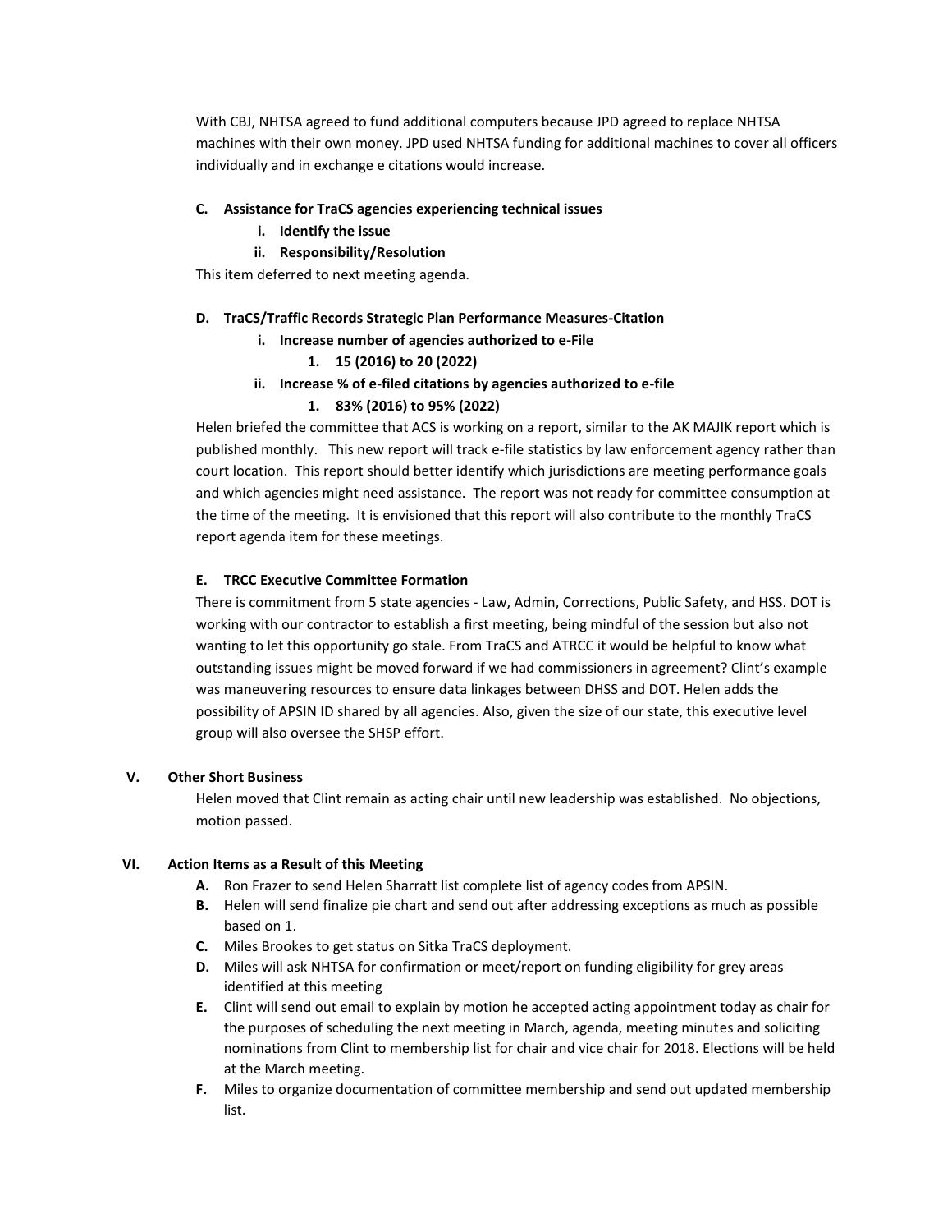With CBJ, NHTSA agreed to fund additional computers because JPD agreed to replace NHTSA machines with their own money. JPD used NHTSA funding for additional machines to cover all officers individually and in exchange e citations would increase.

**C. Assistance for TraCS agencies experiencing technical issues**

- **i. Identify the issue**
- **ii. Responsibility/Resolution**

This item deferred to next meeting agenda.

**D. TraCS/Traffic Records Strategic Plan Performance Measures-Citation**

- **i. Increase number of agencies authorized to e-File**
  - **1. 15 (2016) to 20 (2022)**
- **ii. Increase % of e-filed citations by agencies authorized to e-file**
  - **1. 83% (2016) to 95% (2022)**

Helen briefed the committee that ACS is working on a report, similar to the AK MAJIK report which is published monthly. This new report will track e-file statistics by law enforcement agency rather than court location. This report should better identify which jurisdictions are meeting performance goals and which agencies might need assistance. The report was not ready for committee consumption at the time of the meeting. It is envisioned that this report will also contribute to the monthly TraCS report agenda item for these meetings.

**E. TRCC Executive Committee Formation**

There is commitment from 5 state agencies - Law, Admin, Corrections, Public Safety, and HSS. DOT is working with our contractor to establish a first meeting, being mindful of the session but also not wanting to let this opportunity go stale. From TraCS and ATRCC it would be helpful to know what outstanding issues might be moved forward if we had commissioners in agreement? Clint's example was maneuvering resources to ensure data linkages between DHSS and DOT. Helen adds the possibility of APSIN ID shared by all agencies. Also, given the size of our state, this executive level group will also oversee the SHSP effort.

## V. Other Short Business

Helen moved that Clint remain as acting chair until new leadership was established. No objections, motion passed.

## VI. Action Items as a Result of this Meeting

- **A.** Ron Frazer to send Helen Sharratt list complete list of agency codes from APSIN.
- **B.** Helen will send finalize pie chart and send out after addressing exceptions as much as possible based on 1.
- **C.** Miles Brookes to get status on Sitka TraCS deployment.
- **D.** Miles will ask NHTSA for confirmation or meet/report on funding eligibility for grey areas identified at this meeting
- **E.** Clint will send out email to explain by motion he accepted acting appointment today as chair for the purposes of scheduling the next meeting in March, agenda, meeting minutes and soliciting nominations from Clint to membership list for chair and vice chair for 2018. Elections will be held at the March meeting.
- **F.** Miles to organize documentation of committee membership and send out updated membership list.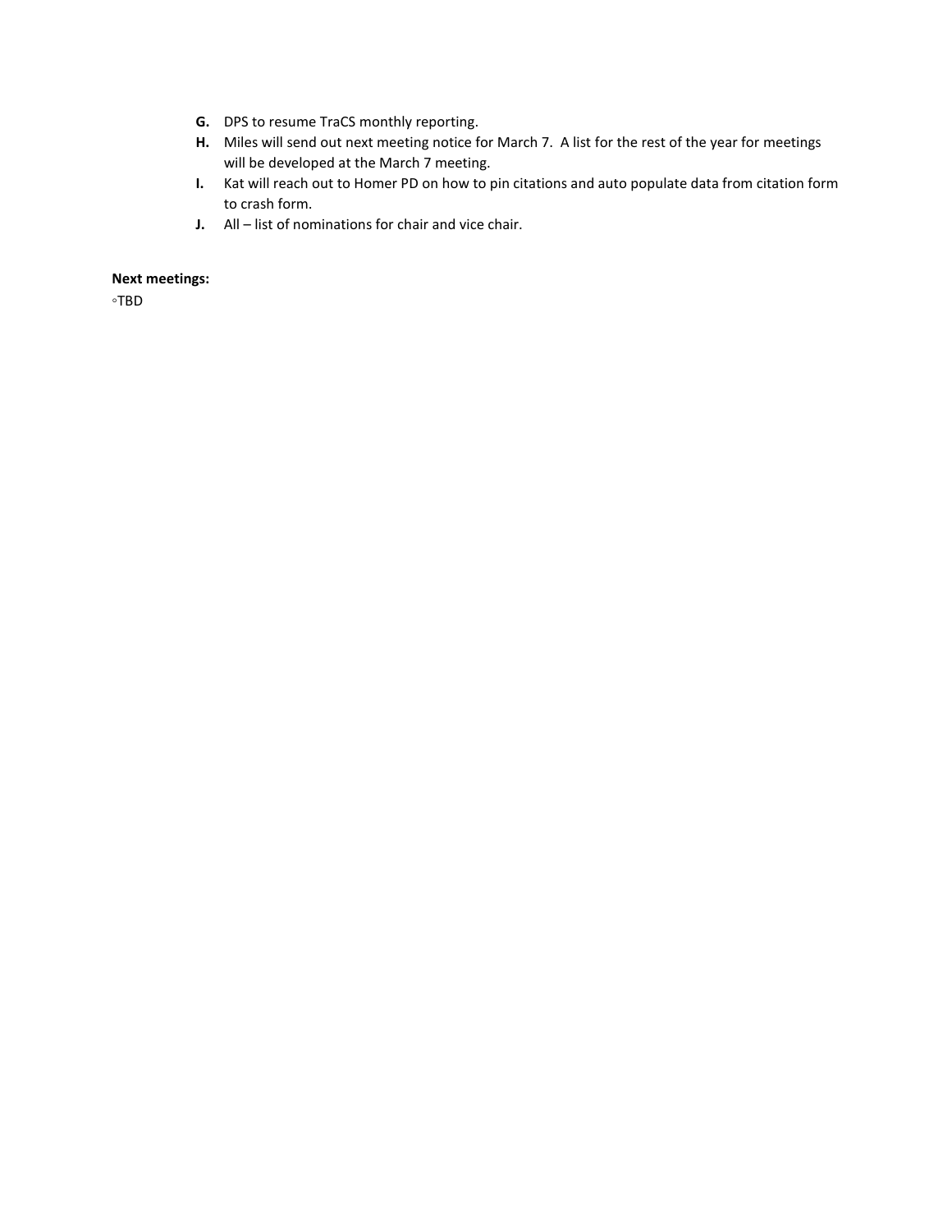**G.** DPS to resume TraCS monthly reporting.

**H.** Miles will send out next meeting notice for March 7. A list for the rest of the year for meetings will be developed at the March 7 meeting.

**I.** Kat will reach out to Homer PD on how to pin citations and auto populate data from citation form to crash form.

**J.** All – list of nominations for chair and vice chair.

**Next meetings:**

◦TBD